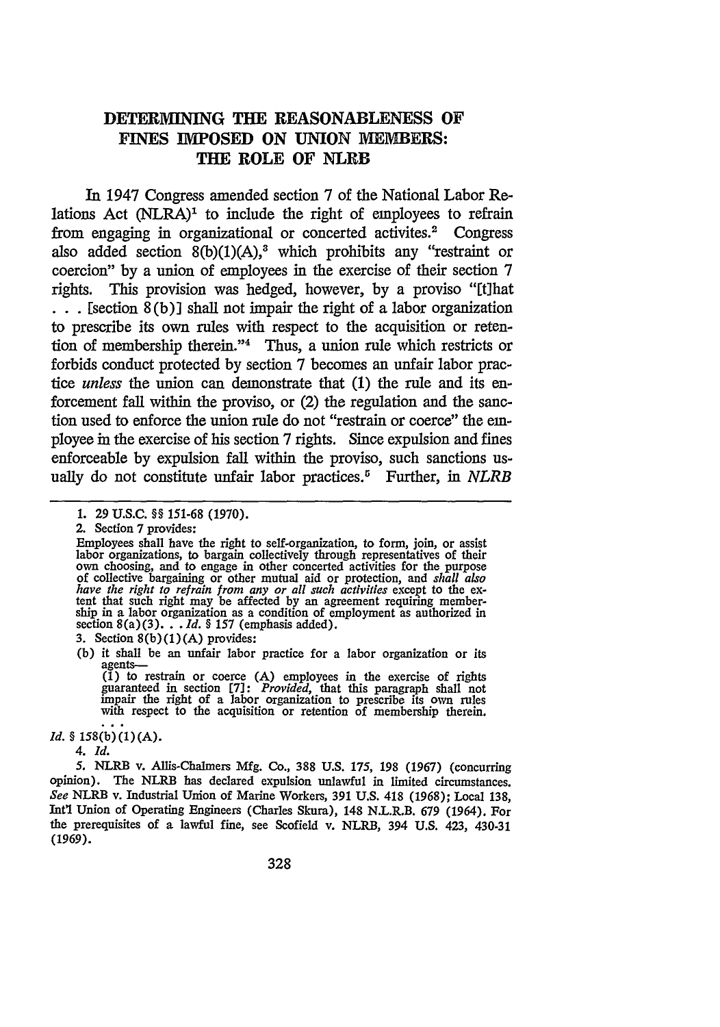# DETERMINING THE REASONABLENESS OF FINES IMPOSED ON UNION MEMBERS: THE ROLE OF NLRB

In 1947 Congress amended section 7 of the National Labor Relations Act (NLRA)[1] to include the right of employees to refrain from engaging in organizational or concerted activites.[2] Congress also added section 8(b)(1)(A),[3] which prohibits any "restraint or coercion" by a union of employees in the exercise of their section 7 rights. This provision was hedged, however, by a proviso "[t]hat . . . [section 8(b)] shall not impair the right of a labor organization to prescribe its own rules with respect to the acquisition or retention of membership therein."[4] Thus, a union rule which restricts or forbids conduct protected by section 7 becomes an unfair labor practice *unless* the union can demonstrate that (1) the rule and its enforcement fall within the proviso, or (2) the regulation and the sanction used to enforce the union rule do not "restrain or coerce" the employee in the exercise of his section 7 rights. Since expulsion and fines enforceable by expulsion fall within the proviso, such sanctions usually do not constitute unfair labor practices.[5] Further, in *NLRB*

---

1. 29 U.S.C. §§ 151-68 (1970).

2. Section 7 provides:

Employees shall have the right to self-organization, to form, join, or assist labor organizations, to bargain collectively through representatives of their own choosing, and to engage in other concerted activities for the purpose of collective bargaining or other mutual aid or protection, and *shall also have the right to refrain from any or all such activities* except to the extent that such right may be affected by an agreement requiring membership in a labor organization as a condition of employment as authorized in section 8(a)(3). . . *Id.* § 157 (emphasis added).

3. Section 8(b)(1)(A) provides:

(b) it shall be an unfair labor practice for a labor organization or its agents—
(1) to restrain or coerce (A) employees in the exercise of rights guaranteed in section [7]: *Provided*, that this paragraph shall not impair the right of a labor organization to prescribe its own rules with respect to the acquisition or retention of membership therein.
. . .

*Id.* § 158(b)(1)(A).

4. *Id.*

5. NLRB v. Allis-Chalmers Mfg. Co., 388 U.S. 175, 198 (1967) (concurring opinion). The NLRB has declared expulsion unlawful in limited circumstances. *See* NLRB v. Industrial Union of Marine Workers, 391 U.S. 418 (1968); Local 138, Int'l Union of Operating Engineers (Charles Skura), 148 N.L.R.B. 679 (1964). For the prerequisites of a lawful fine, see Scofield v. NLRB, 394 U.S. 423, 430-31 (1969).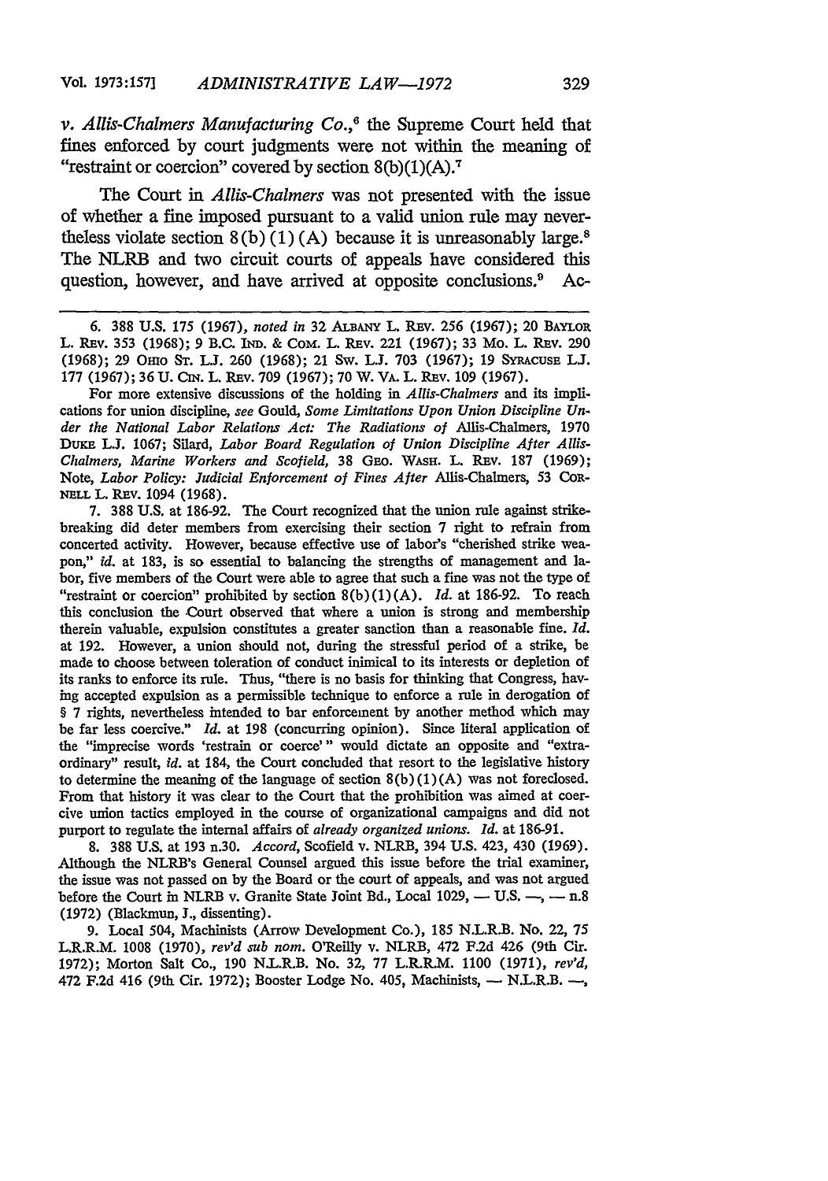*v. Allis-Chalmers Manufacturing Co.*,[6] the Supreme Court held that fines enforced by court judgments were not within the meaning of "restraint or coercion" covered by section 8(b)(1)(A).[7]

The Court in *Allis-Chalmers* was not presented with the issue of whether a fine imposed pursuant to a valid union rule may nevertheless violate section 8(b)(1)(A) because it is unreasonably large.[8] The NLRB and two circuit courts of appeals have considered this question, however, and have arrived at opposite conclusions.[9] Ac-

---

6. 388 U.S. 175 (1967), *noted in* 32 ALBANY L. REV. 256 (1967); 20 BAYLOR L. REV. 353 (1968); 9 B.C. IND. & COM. L. REV. 221 (1967); 33 MO. L. REV. 290 (1968); 29 OHIO ST. L.J. 260 (1968); 21 SW. L.J. 703 (1967); 19 SYRACUSE L.J. 177 (1967); 36 U. CIN. L. REV. 709 (1967); 70 W. VA. L. REV. 109 (1967).

For more extensive discussions of the holding in *Allis-Chalmers* and its implications for union discipline, *see* Gould, *Some Limitations Upon Union Discipline Under the National Labor Relations Act: The Radiations of* Allis-Chalmers, 1970 DUKE L.J. 1067; Silard, *Labor Board Regulation of Union Discipline After Allis-Chalmers, Marine Workers and Scofield*, 38 GEO. WASH. L. REV. 187 (1969); Note, *Labor Policy: Judicial Enforcement of Fines After* Allis-Chalmers, 53 CORNELL L. REV. 1094 (1968).

7. 388 U.S. at 186-92. The Court recognized that the union rule against strike-breaking did deter members from exercising their section 7 right to refrain from concerted activity. However, because effective use of labor's "cherished strike weapon," *id.* at 183, is so essential to balancing the strengths of management and labor, five members of the Court were able to agree that such a fine was not the type of "restraint or coercion" prohibited by section 8(b)(1)(A). *Id.* at 186-92. To reach this conclusion the Court observed that where a union is strong and membership therein valuable, expulsion constitutes a greater sanction than a reasonable fine. *Id.* at 192. However, a union should not, during the stressful period of a strike, be made to choose between toleration of conduct inimical to its interests or depletion of its ranks to enforce its rule. Thus, "there is no basis for thinking that Congress, having accepted expulsion as a permissible technique to enforce a rule in derogation of § 7 rights, nevertheless intended to bar enforcement by another method which may be far less coercive." *Id.* at 198 (concurring opinion). Since literal application of the "imprecise words 'restrain or coerce'" would dictate an opposite and "extraordinary" result, *id.* at 184, the Court concluded that resort to the legislative history to determine the meaning of the language of section 8(b)(1)(A) was not foreclosed. From that history it was clear to the Court that the prohibition was aimed at coercive union tactics employed in the course of organizational campaigns and did not purport to regulate the internal affairs of *already organized unions*. *Id.* at 186-91.

8. 388 U.S. at 193 n.30. *Accord*, Scofield v. NLRB, 394 U.S. 423, 430 (1969). Although the NLRB's General Counsel argued this issue before the trial examiner, the issue was not passed on by the Board or the court of appeals, and was not argued before the Court in NLRB v. Granite State Joint Bd., Local 1029, — U.S. —, — n.8 (1972) (Blackmun, J., dissenting).

9. Local 504, Machinists (Arrow Development Co.), 185 N.L.R.B. No. 22, 75 L.R.R.M. 1008 (1970), *rev'd sub nom.* O'Reilly v. NLRB, 472 F.2d 426 (9th Cir. 1972); Morton Salt Co., 190 N.L.R.B. No. 32, 77 L.R.R.M. 1100 (1971), *rev'd*, 472 F.2d 416 (9th Cir. 1972); Booster Lodge No. 405, Machinists, — N.L.R.B. —,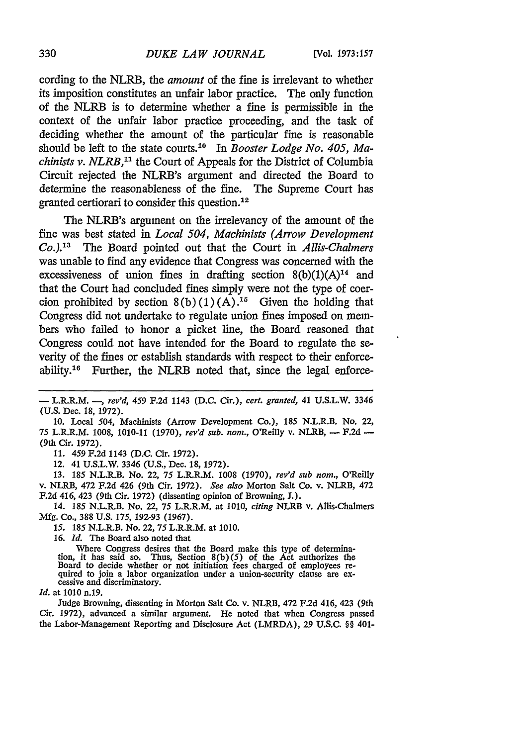cording to the NLRB, the *amount* of the fine is irrelevant to whether its imposition constitutes an unfair labor practice. The only function of the NLRB is to determine whether a fine is permissible in the context of the unfair labor practice proceeding, and the task of deciding whether the amount of the particular fine is reasonable should be left to the state courts.[10] In *Booster Lodge No. 405, Machinists v. NLRB*,[11] the Court of Appeals for the District of Columbia Circuit rejected the NLRB's argument and directed the Board to determine the reasonableness of the fine. The Supreme Court has granted certiorari to consider this question.[12]

The NLRB's argument on the irrelevancy of the amount of the fine was best stated in *Local 504, Machinists (Arrow Development Co.)*.[13] The Board pointed out that the Court in *Allis-Chalmers* was unable to find any evidence that Congress was concerned with the excessiveness of union fines in drafting section 8(b)(1)(A)[14] and that the Court had concluded fines simply were not the type of coercion prohibited by section 8(b)(1)(A).[15] Given the holding that Congress did not undertake to regulate union fines imposed on members who failed to honor a picket line, the Board reasoned that Congress could not have intended for the Board to regulate the severity of the fines or establish standards with respect to their enforceability.[16] Further, the NLRB noted that, since the legal enforce-

---

— L.R.R.M. —, *rev'd*, 459 F.2d 1143 (D.C. Cir.), *cert. granted*, 41 U.S.L.W. 3346 (U.S. Dec. 18, 1972).

10. Local 504, Machinists (Arrow Development Co.), 185 N.L.R.B. No. 22, 75 L.R.R.M. 1008, 1010-11 (1970), *rev'd sub. nom.*, O'Reilly v. NLRB, — F.2d — (9th Cir. 1972).

11. 459 F.2d 1143 (D.C. Cir. 1972).

12. 41 U.S.L.W. 3346 (U.S., Dec. 18, 1972).

13. 185 N.L.R.B. No. 22, 75 L.R.R.M. 1008 (1970), *rev'd sub nom.*, O'Reilly v. NLRB, 472 F.2d 426 (9th Cir. 1972). *See also* Morton Salt Co. v. NLRB, 472 F.2d 416, 423 (9th Cir. 1972) (dissenting opinion of Browning, J.).

14. 185 N.L.R.B. No. 22, 75 L.R.R.M. at 1010, *citing* NLRB v. Allis-Chalmers Mfg. Co., 388 U.S. 175, 192-93 (1967).

15. 185 N.L.R.B. No. 22, 75 L.R.R.M. at 1010.

16. *Id.* The Board also noted that

> Where Congress desires that the Board make this type of determination, it has said so. Thus, Section 8(b)(5) of the Act authorizes the Board to decide whether or not initiation fees charged of employees required to join a labor organization under a union-security clause are excessive and discriminatory.

*Id.* at 1010 n.19.

Judge Browning, dissenting in Morton Salt Co. v. NLRB, 472 F.2d 416, 423 (9th Cir. 1972), advanced a similar argument. He noted that when Congress passed the Labor-Management Reporting and Disclosure Act (LMRDA), 29 U.S.C. §§ 401-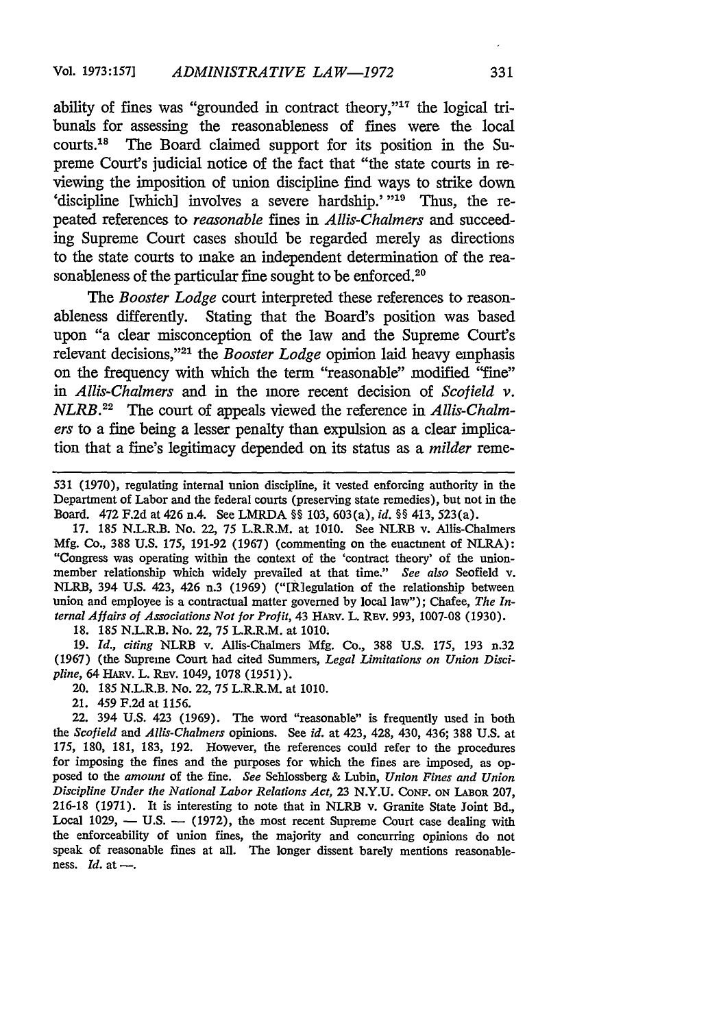ability of fines was "grounded in contract theory,"[17] the logical tribunals for assessing the reasonableness of fines were the local courts.[18] The Board claimed support for its position in the Supreme Court's judicial notice of the fact that "the state courts in reviewing the imposition of union discipline find ways to strike down 'discipline [which] involves a severe hardship.'"[19] Thus, the repeated references to *reasonable* fines in *Allis-Chalmers* and succeeding Supreme Court cases should be regarded merely as directions to the state courts to make an independent determination of the reasonableness of the particular fine sought to be enforced.[20]

The *Booster Lodge* court interpreted these references to reasonableness differently. Stating that the Board's position was based upon "a clear misconception of the law and the Supreme Court's relevant decisions,"[21] the *Booster Lodge* opinion laid heavy emphasis on the frequency with which the term "reasonable" modified "fine" in *Allis-Chalmers* and in the more recent decision of *Scofield v. NLRB*.[22] The court of appeals viewed the reference in *Allis-Chalmers* to a fine being a lesser penalty than expulsion as a clear implication that a fine's legitimacy depended on its status as a *milder* reme-

---

531 (1970), regulating internal union discipline, it vested enforcing authority in the Department of Labor and the federal courts (preserving state remedies), but not in the Board. 472 F.2d at 426 n.4. See LMRDA §§ 103, 603(a), *id.* §§ 413, 523(a).

17. 185 N.L.R.B. No. 22, 75 L.R.R.M. at 1010. See NLRB v. Allis-Chalmers Mfg. Co., 388 U.S. 175, 191-92 (1967) (commenting on the enactment of NLRA): "Congress was operating within the context of the 'contract theory' of the union-member relationship which widely prevailed at that time." *See also* Scofield v. NLRB, 394 U.S. 423, 426 n.3 (1969) ("[R]egulation of the relationship between union and employee is a contractual matter governed by local law"); Chafee, *The Internal Affairs of Associations Not for Profit*, 43 HARV. L. REV. 993, 1007-08 (1930).

18. 185 N.L.R.B. No. 22, 75 L.R.R.M. at 1010.

19. *Id., citing* NLRB v. Allis-Chalmers Mfg. Co., 388 U.S. 175, 193 n.32 (1967) (the Supreme Court had cited Summers, *Legal Limitations on Union Discipline*, 64 HARV. L. REV. 1049, 1078 (1951)).

20. 185 N.L.R.B. No. 22, 75 L.R.R.M. at 1010.

21. 459 F.2d at 1156.

22. 394 U.S. 423 (1969). The word "reasonable" is frequently used in both the *Scofield* and *Allis-Chalmers* opinions. See *id.* at 423, 428, 430, 436; 388 U.S. at 175, 180, 181, 183, 192. However, the references could refer to the procedures for imposing the fines and the purposes for which the fines are imposed, as opposed to the *amount* of the fine. *See* Sehlossberg & Lubin, *Union Fines and Union Discipline Under the National Labor Relations Act*, 23 N.Y.U. CONF. ON LABOR 207, 216-18 (1971). It is interesting to note that in NLRB v. Granite State Joint Bd., Local 1029, — U.S. — (1972), the most recent Supreme Court case dealing with the enforceability of union fines, the majority and concurring opinions do not speak of reasonable fines at all. The longer dissent barely mentions reasonableness. *Id.* at —.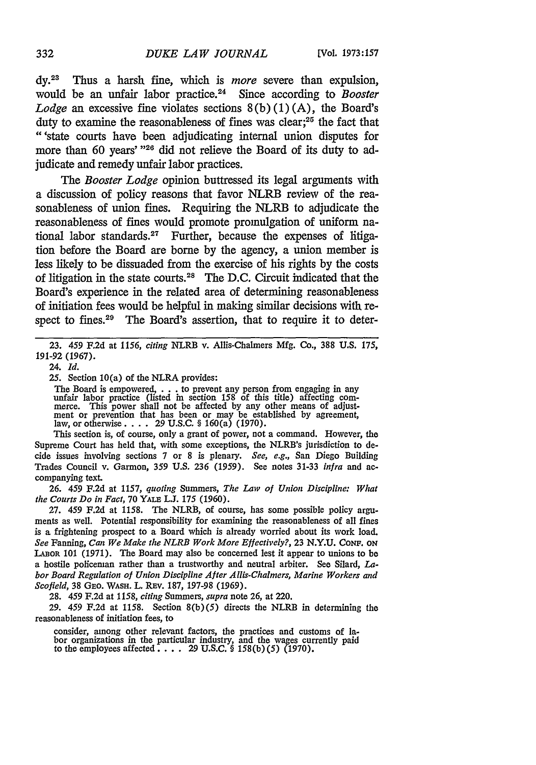dy.[23] Thus a harsh fine, which is *more* severe than expulsion, would be an unfair labor practice.[24] Since according to *Booster Lodge* an excessive fine violates sections 8(b)(1)(A), the Board's duty to examine the reasonableness of fines was clear;[25] the fact that "'state courts have been adjudicating internal union disputes for more than 60 years'"[26] did not relieve the Board of its duty to adjudicate and remedy unfair labor practices.

The *Booster Lodge* opinion buttressed its legal arguments with a discussion of policy reasons that favor NLRB review of the reasonableness of union fines. Requiring the NLRB to adjudicate the reasonableness of fines would promote promulgation of uniform national labor standards.[27] Further, because the expenses of litigation before the Board are borne by the agency, a union member is less likely to be dissuaded from the exercise of his rights by the costs of litigation in the state courts.[28] The D.C. Circuit indicated that the Board's experience in the related area of determining reasonableness of initiation fees would be helpful in making similar decisions with respect to fines.[29] The Board's assertion, that to require it to deter-

---

23. 459 F.2d at 1156, *citing* NLRB v. Allis-Chalmers Mfg. Co., 388 U.S. 175, 191-92 (1967).

24. *Id.*

25. Section 10(a) of the NLRA provides:

> The Board is empowered, . . . to prevent any person from engaging in any unfair labor practice (listed in section 158 of this title) affecting commerce. This power shall not be affected by any other means of adjustment or prevention that has been or may be established by agreement, law, or otherwise . . . . 29 U.S.C. § 160(a) (1970).

This section is, of course, only a grant of power, not a command. However, the Supreme Court has held that, with some exceptions, the NLRB's jurisdiction to decide issues involving sections 7 or 8 is plenary. *See, e.g.*, San Diego Building Trades Council v. Garmon, 359 U.S. 236 (1959). See notes 31-33 *infra* and accompanying text.

26. 459 F.2d at 1157, *quoting* Summers, *The Law of Union Discipline: What the Courts Do in Fact*, 70 YALE L.J. 175 (1960).

27. 459 F.2d at 1158. The NLRB, of course, has some possible policy arguments as well. Potential responsibility for examining the reasonableness of all fines is a frightening prospect to a Board which is already worried about its work load. *See* Fanning, *Can We Make the NLRB Work More Effectively?*, 23 N.Y.U. CONF. ON LABOR 101 (1971). The Board may also be concerned lest it appear to unions to be a hostile policeman rather than a trustworthy and neutral arbiter. See Silard, *Labor Board Regulation of Union Discipline After Allis-Chalmers, Marine Workers and Scofield*, 38 GEO. WASH. L. REV. 187, 197-98 (1969).

28. 459 F.2d at 1158, *citing* Summers, *supra* note 26, at 220.

29. 459 F.2d at 1158. Section 8(b)(5) directs the NLRB in determining the reasonableness of initiation fees, to

> consider, among other relevant factors, the practices and customs of labor organizations in the particular industry, and the wages currently paid to the employees affected . . . . 29 U.S.C. § 158(b)(5) (1970).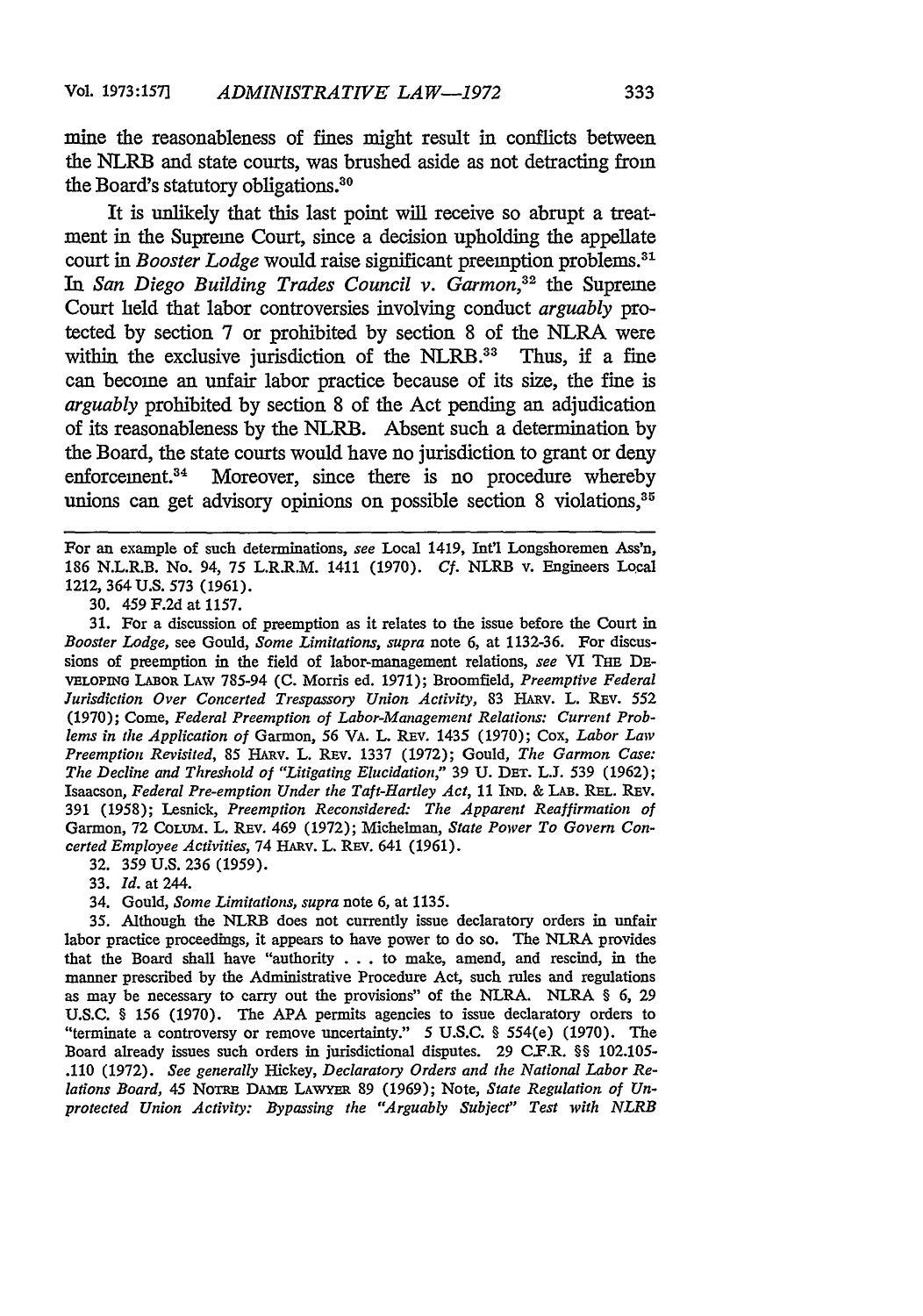mine the reasonableness of fines might result in conflicts between the NLRB and state courts, was brushed aside as not detracting from the Board's statutory obligations.[30]

It is unlikely that this last point will receive so abrupt a treatment in the Supreme Court, since a decision upholding the appellate court in *Booster Lodge* would raise significant preemption problems.[31] In *San Diego Building Trades Council v. Garmon*,[32] the Supreme Court held that labor controversies involving conduct *arguably* protected by section 7 or prohibited by section 8 of the NLRA were within the exclusive jurisdiction of the NLRB.[33] Thus, if a fine can become an unfair labor practice because of its size, the fine is *arguably* prohibited by section 8 of the Act pending an adjudication of its reasonableness by the NLRB. Absent such a determination by the Board, the state courts would have no jurisdiction to grant or deny enforcement.[34] Moreover, since there is no procedure whereby unions can get advisory opinions on possible section 8 violations,[35]

---

For an example of such determinations, *see* Local 1419, Int'l Longshoremen Ass'n, 186 N.L.R.B. No. 94, 75 L.R.R.M. 1411 (1970). *Cf.* NLRB v. Engineers Local 1212, 364 U.S. 573 (1961).

30. 459 F.2d at 1157.

31. For a discussion of preemption as it relates to the issue before the Court in *Booster Lodge*, see Gould, *Some Limitations, supra* note 6, at 1132-36. For discussions of preemption in the field of labor-management relations, *see* VI THE DEVELOPING LABOR LAW 785-94 (C. Morris ed. 1971); Broomfield, *Preemptive Federal Jurisdiction Over Concerted Trespassory Union Activity*, 83 HARV. L. REV. 552 (1970); Come, *Federal Preemption of Labor-Management Relations: Current Problems in the Application of* Garmon, 56 VA. L. REV. 1435 (1970); Cox, *Labor Law Preemption Revisited*, 85 HARV. L. REV. 1337 (1972); Gould, *The Garmon Case: The Decline and Threshold of "Litigating Elucidation,"* 39 U. DET. L.J. 539 (1962); Isaacson, *Federal Pre-emption Under the Taft-Hartley Act*, 11 IND. & LAB. REL. REV. 391 (1958); Lesnick, *Preemption Reconsidered: The Apparent Reaffirmation of* Garmon, 72 COLUM. L. REV. 469 (1972); Michelman, *State Power To Govern Concerted Employee Activities*, 74 HARV. L. REV. 641 (1961).

32. 359 U.S. 236 (1959).

33. *Id.* at 244.

34. Gould, *Some Limitations, supra* note 6, at 1135.

35. Although the NLRB does not currently issue declaratory orders in unfair labor practice proceedings, it appears to have power to do so. The NLRA provides that the Board shall have "authority . . . to make, amend, and rescind, in the manner prescribed by the Administrative Procedure Act, such rules and regulations as may be necessary to carry out the provisions" of the NLRA. NLRA § 6, 29 U.S.C. § 156 (1970). The APA permits agencies to issue declaratory orders to "terminate a controversy or remove uncertainty." 5 U.S.C. § 554(e) (1970). The Board already issues such orders in jurisdictional disputes. 29 C.F.R. §§ 102.105-.110 (1972). *See generally* Hickey, *Declaratory Orders and the National Labor Relations Board*, 45 NOTRE DAME LAWYER 89 (1969); Note, *State Regulation of Unprotected Union Activity: Bypassing the "Arguably Subject" Test with NLRB*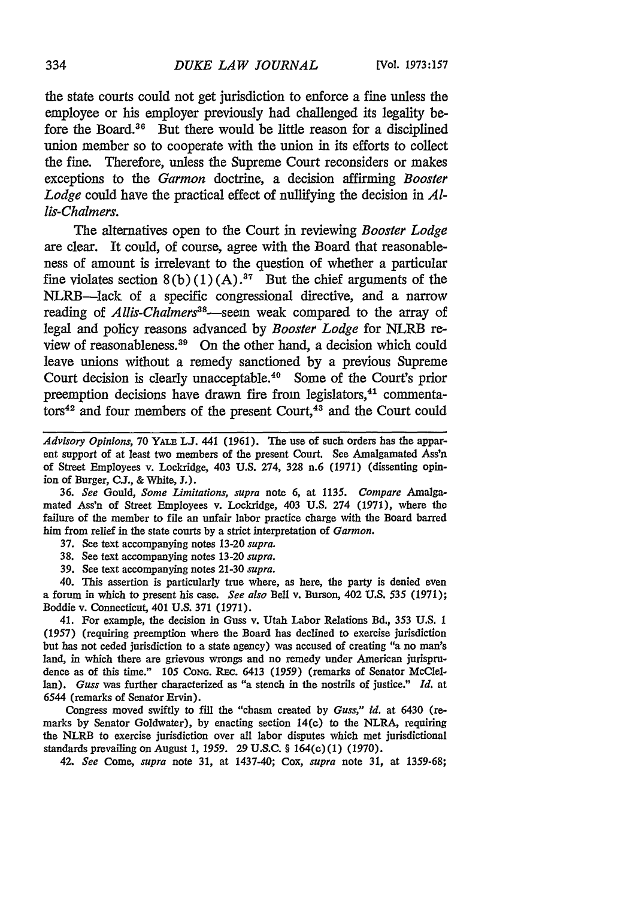the state courts could not get jurisdiction to enforce a fine unless the employee or his employer previously had challenged its legality before the Board.[36] But there would be little reason for a disciplined union member so to cooperate with the union in its efforts to collect the fine. Therefore, unless the Supreme Court reconsiders or makes exceptions to the *Garmon* doctrine, a decision affirming *Booster Lodge* could have the practical effect of nullifying the decision in *Allis-Chalmers.*

The alternatives open to the Court in reviewing *Booster Lodge* are clear. It could, of course, agree with the Board that reasonableness of amount is irrelevant to the question of whether a particular fine violates section 8(b)(1)(A).[37] But the chief arguments of the NLRB—lack of a specific congressional directive, and a narrow reading of *Allis-Chalmers*[38]—seem weak compared to the array of legal and policy reasons advanced by *Booster Lodge* for NLRB review of reasonableness.[39] On the other hand, a decision which could leave unions without a remedy sanctioned by a previous Supreme Court decision is clearly unacceptable.[40] Some of the Court's prior preemption decisions have drawn fire from legislators,[41] commentators[42] and four members of the present Court,[43] and the Court could

---

*Advisory Opinions,* 70 YALE L.J. 441 (1961). The use of such orders has the apparent support of at least two members of the present Court. See Amalgamated Ass'n of Street Employees v. Lockridge, 403 U.S. 274, 328 n.6 (1971) (dissenting opinion of Burger, C.J., & White, J.).

36. *See* Gould, *Some Limitations, supra* note 6, at 1135. *Compare* Amalgamated Ass'n of Street Employees v. Lockridge, 403 U.S. 274 (1971), where the failure of the member to file an unfair labor practice charge with the Board barred him from relief in the state courts by a strict interpretation of *Garmon.*

37. See text accompanying notes 13-20 *supra.*

38. See text accompanying notes 13-20 *supra.*

39. See text accompanying notes 21-30 *supra.*

40. This assertion is particularly true where, as here, the party is denied even a forum in which to present his case. *See also* Bell v. Burson, 402 U.S. 535 (1971); Boddie v. Connecticut, 401 U.S. 371 (1971).

41. For example, the decision in Guss v. Utah Labor Relations Bd., 353 U.S. 1 (1957) (requiring preemption where the Board has declined to exercise jurisdiction but has not ceded jurisdiction to a state agency) was accused of creating "a no man's land, in which there are grievous wrongs and no remedy under American jurisprudence as of this time." 105 CONG. REC. 6413 (1959) (remarks of Senator McClellan). *Guss* was further characterized as "a stench in the nostrils of justice." *Id.* at 6544 (remarks of Senator Ervin).

Congress moved swiftly to fill the "chasm created by *Guss," id.* at 6430 (remarks by Senator Goldwater), by enacting section 14(c) to the NLRA, requiring the NLRB to exercise jurisdiction over all labor disputes which met jurisdictional standards prevailing on August 1, 1959. 29 U.S.C. § 164(c)(1) (1970).

42. *See* Come, *supra* note 31, at 1437-40; Cox, *supra* note 31, at 1359-68;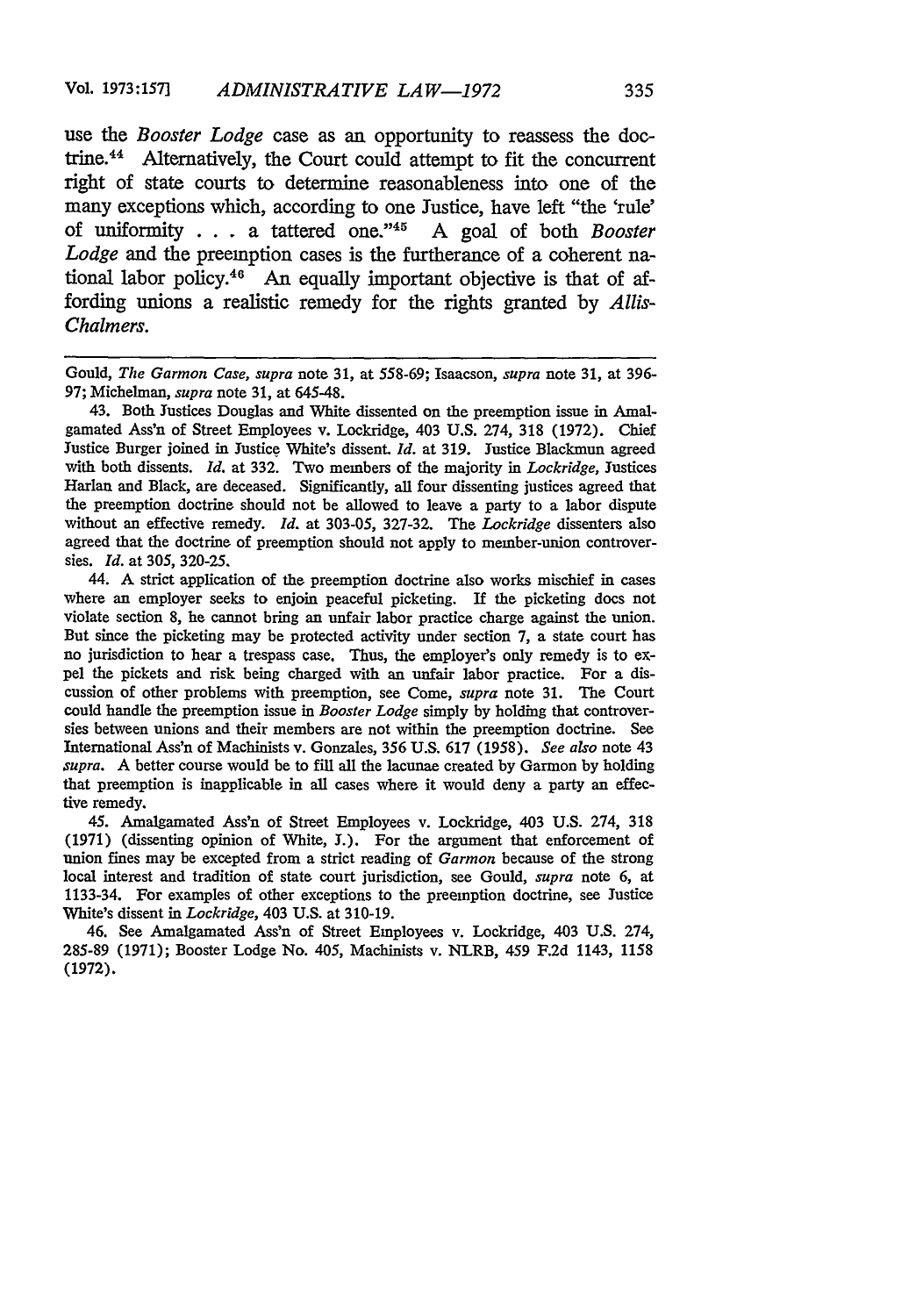use the *Booster Lodge* case as an opportunity to reassess the doctrine.[44] Alternatively, the Court could attempt to fit the concurrent right of state courts to determine reasonableness into one of the many exceptions which, according to one Justice, have left "the 'rule' of uniformity . . . a tattered one."[45] A goal of both *Booster Lodge* and the preemption cases is the furtherance of a coherent national labor policy.[46] An equally important objective is that of affording unions a realistic remedy for the rights granted by *Allis-Chalmers.*

---

Gould, *The Garmon Case, supra* note 31, at 558-69; Isaacson, *supra* note 31, at 396-97; Michelman, *supra* note 31, at 645-48.

43. Both Justices Douglas and White dissented on the preemption issue in Amalgamated Ass'n of Street Employees v. Lockridge, 403 U.S. 274, 318 (1972). Chief Justice Burger joined in Justice White's dissent. *Id.* at 319. Justice Blackmun agreed with both dissents. *Id.* at 332. Two members of the majority in *Lockridge,* Justices Harlan and Black, are deceased. Significantly, all four dissenting justices agreed that the preemption doctrine should not be allowed to leave a party to a labor dispute without an effective remedy. *Id.* at 303-05, 327-32. The *Lockridge* dissenters also agreed that the doctrine of preemption should not apply to member-union controversies. *Id.* at 305, 320-25.

44. A strict application of the preemption doctrine also works mischief in cases where an employer seeks to enjoin peaceful picketing. If the picketing does not violate section 8, he cannot bring an unfair labor practice charge against the union. But since the picketing may be protected activity under section 7, a state court has no jurisdiction to hear a trespass case. Thus, the employer's only remedy is to expel the pickets and risk being charged with an unfair labor practice. For a discussion of other problems with preemption, see Come, *supra* note 31. The Court could handle the preemption issue in *Booster Lodge* simply by holding that controversies between unions and their members are not within the preemption doctrine. See International Ass'n of Machinists v. Gonzales, 356 U.S. 617 (1958). *See also* note 43 *supra.* A better course would be to fill all the lacunae created by Garmon by holding that preemption is inapplicable in all cases where it would deny a party an effective remedy.

45. Amalgamated Ass'n of Street Employees v. Lockridge, 403 U.S. 274, 318 (1971) (dissenting opinion of White, J.). For the argument that enforcement of union fines may be excepted from a strict reading of *Garmon* because of the strong local interest and tradition of state court jurisdiction, see Gould, *supra* note 6, at 1133-34. For examples of other exceptions to the preemption doctrine, see Justice White's dissent in *Lockridge,* 403 U.S. at 310-19.

46. See Amalgamated Ass'n of Street Employees v. Lockridge, 403 U.S. 274, 285-89 (1971); Booster Lodge No. 405, Machinists v. NLRB, 459 F.2d 1143, 1158 (1972).